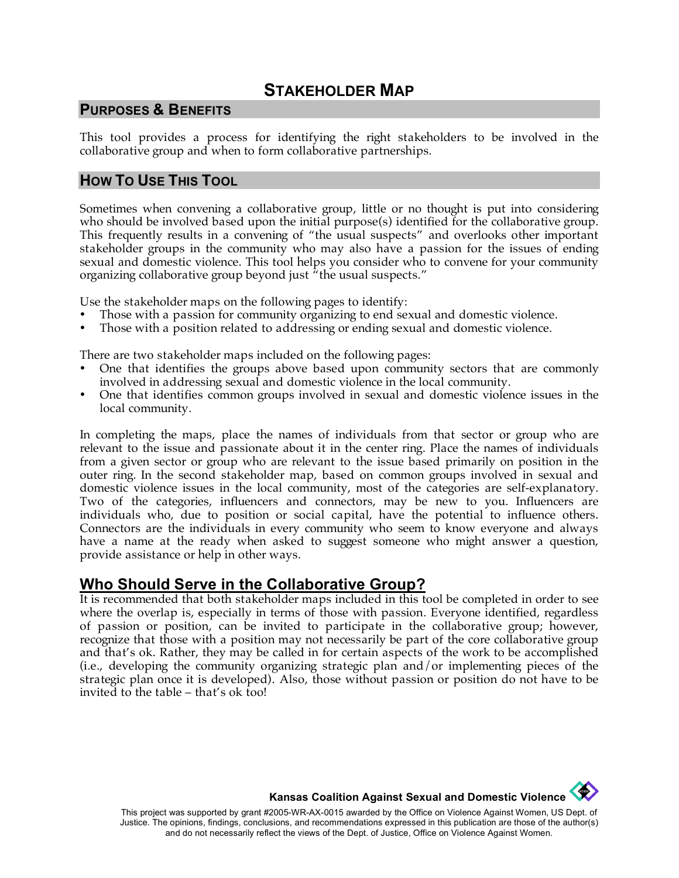# STAKEHOLDER MAP

## PURPOSES & BENEFITS

This tool provides a process for identifying the right stakeholders to be involved in the collaborative group and when to form collaborative partnerships.

## HOW TO USE THIS TOOL

Sometimes when convening a collaborative group, little or no thought is put into considering who should be involved based upon the initial purpose(s) identified for the collaborative group. This frequently results in a convening of "the usual suspects" and overlooks other important stakeholder groups in the community who may also have a passion for the issues of ending sexual and domestic violence. This tool helps you consider who to convene for your community organizing collaborative group beyond just "the usual suspects."

Use the stakeholder maps on the following pages to identify:

- Those with a passion for community organizing to end sexual and domestic violence.
- Those with a position related to addressing or ending sexual and domestic violence.

There are two stakeholder maps included on the following pages:

- One that identifies the groups above based upon community sectors that are commonly involved in addressing sexual and domestic violence in the local community.
- One that identifies common groups involved in sexual and domestic violence issues in the local community.

In completing the maps, place the names of individuals from that sector or group who are relevant to the issue and passionate about it in the center ring. Place the names of individuals from a given sector or group who are relevant to the issue based primarily on position in the outer ring. In the second stakeholder map, based on common groups involved in sexual and domestic violence issues in the local community, most of the categories are self-explanatory. Two of the categories, influencers and connectors, may be new to you. Influencers are individuals who, due to position or social capital, have the potential to influence others. Connectors are the individuals in every community who seem to know everyone and always have a name at the ready when asked to suggest someone who might answer a question, provide assistance or help in other ways.

## Who Should Serve in the Collaborative Group?

It is recommended that both stakeholder maps included in this tool be completed in order to see where the overlap is, especially in terms of those with passion. Everyone identified, regardless of passion or position, can be invited to participate in the collaborative group; however, recognize that those with a position may not necessarily be part of the core collaborative group and that's ok. Rather, they may be called in for certain aspects of the work to be accomplished (i.e., developing the community organizing strategic plan and/or implementing pieces of the strategic plan once it is developed). Also, those without passion or position do not have to be invited to the table – that's ok too!

**Kansas Coalition Against Sexual and Domestic Violence**

This project was supported by grant #2005-WR-AX-0015 awarded by the Office on Violence Against Women, US Dept. of Justice. The opinions, findings, conclusions, and recommendations expressed in this publication are those of the author(s) and do not necessarily reflect the views of the Dept. of Justice, Office on Violence Against Women.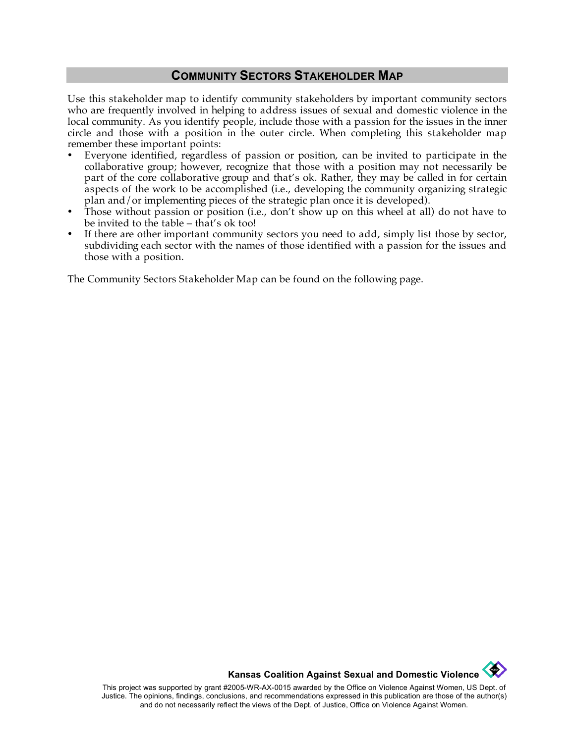## Community Sectors Stakeholder Map

Use this stakeholder map to identify community stakeholders by important community sectors who are frequently involved in helping to address issues of sexual and domestic violence in the local community. As you identify people, include those with a passion for the issues in the inner circle and those with a position in the outer circle. When completing this stakeholder map remember these important points:

- Everyone identified, regardless of passion or position, can be invited to participate in the collaborative group; however, recognize that those with a position may not necessarily be part of the core collaborative group and that's ok. Rather, they may be called in for certain aspects of the work to be accomplished (i.e., developing the community organizing strategic plan and/or implementing pieces of the strategic plan once it is developed).
- Those without passion or position (i.e., don't show up on this wheel at all) do not have to be invited to the table – that's ok too!
- If there are other important community sectors you need to add, simply list those by sector, subdividing each sector with the names of those identified with a passion for the issues and those with a position.

The Community Sectors Stakeholder Map can be found on the following page.

**Kansas Coalition Against Sexual and Domestic Violence**

This project was supported by grant #2005-WR-AX-0015 awarded by the Office on Violence Against Women, US Dept. of Justice. The opinions, findings, conclusions, and recommendations expressed in this publication are those of the author(s) and do not necessarily reflect the views of the Dept. of Justice, Office on Violence Against Women.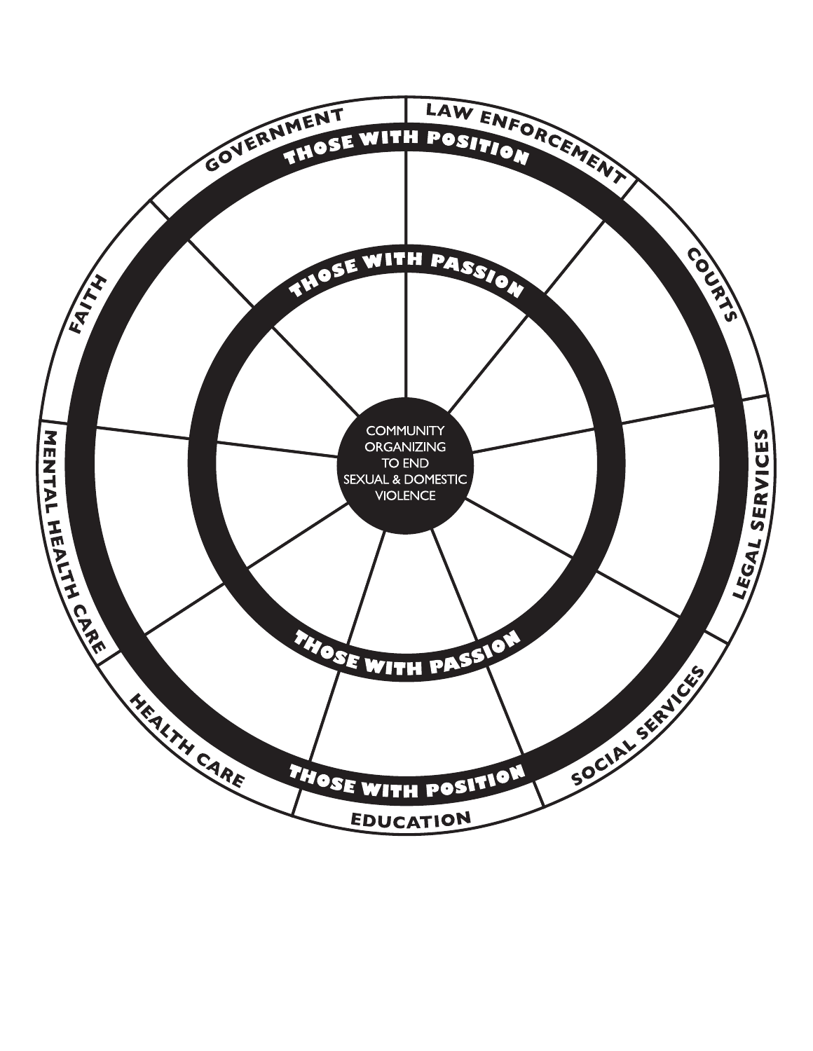COMMUNITY ORGANIZING TO END SEXUAL & DOMESTIC VIOLENCE

THOSE WITH PASSION

THOSE WITH PASSION

THOSE WITH POSITION

THOSE WITH POSITION

GOVERNMENT

LAW ENFORCEMENT

COURTS

LEGAL SERVICES

SOCIAL SERVICES

EDUCATION

HEALTH CARE

MENTAL HEALTH CARE

FAITH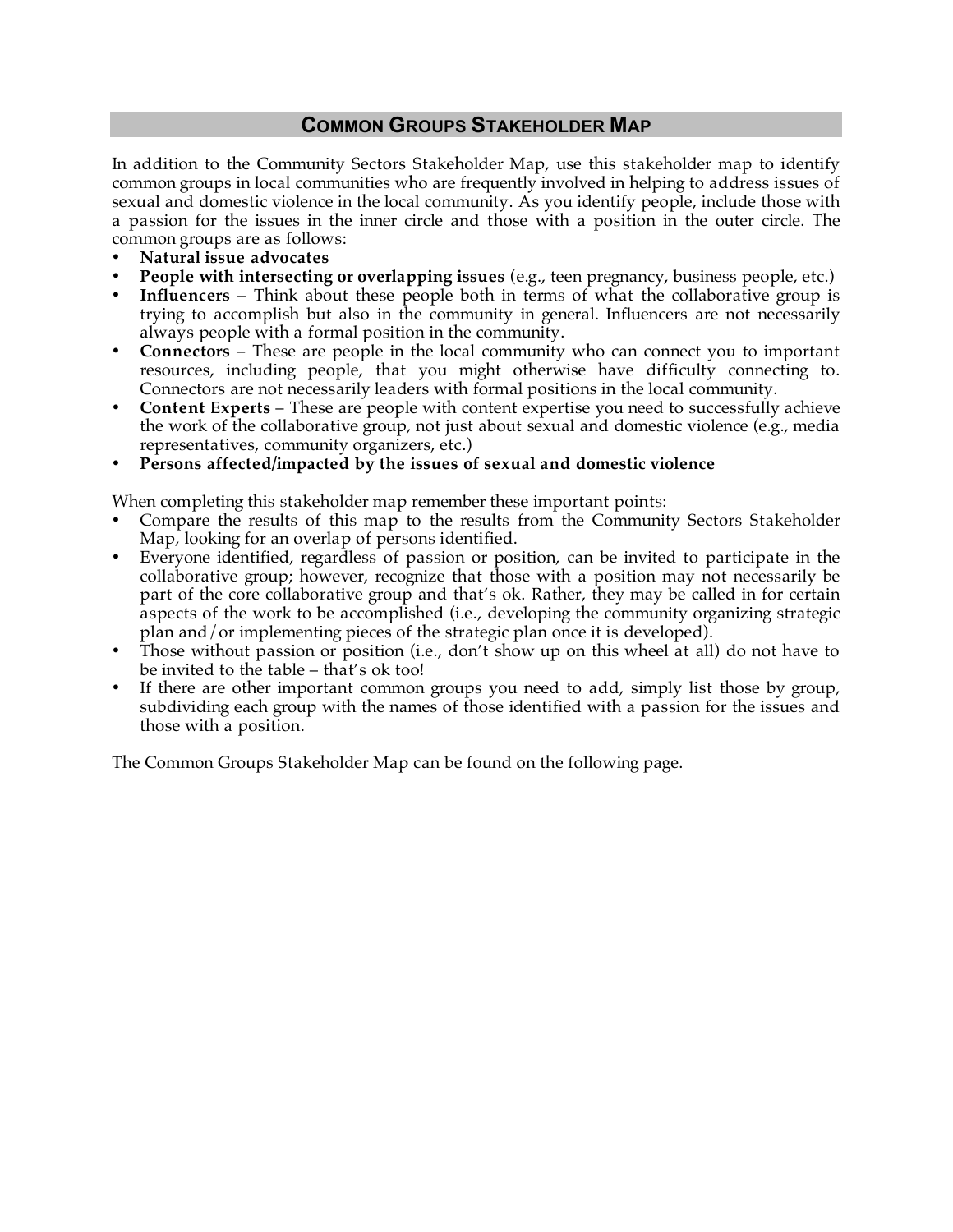## COMMON GROUPS STAKEHOLDER MAP

In addition to the Community Sectors Stakeholder Map, use this stakeholder map to identify common groups in local communities who are frequently involved in helping to address issues of sexual and domestic violence in the local community. As you identify people, include those with a passion for the issues in the inner circle and those with a position in the outer circle. The common groups are as follows:

- **Natural issue advocates**
- **People with intersecting or overlapping issues** (e.g., teen pregnancy, business people, etc.)
- **Influencers** – Think about these people both in terms of what the collaborative group is trying to accomplish but also in the community in general. Influencers are not necessarily always people with a formal position in the community.
- **Connectors** – These are people in the local community who can connect you to important resources, including people, that you might otherwise have difficulty connecting to. Connectors are not necessarily leaders with formal positions in the local community.
- **Content Experts** – These are people with content expertise you need to successfully achieve the work of the collaborative group, not just about sexual and domestic violence (e.g., media representatives, community organizers, etc.)
- **Persons affected/impacted by the issues of sexual and domestic violence**

When completing this stakeholder map remember these important points:

- Compare the results of this map to the results from the Community Sectors Stakeholder Map, looking for an overlap of persons identified.
- Everyone identified, regardless of passion or position, can be invited to participate in the collaborative group; however, recognize that those with a position may not necessarily be part of the core collaborative group and that's ok. Rather, they may be called in for certain aspects of the work to be accomplished (i.e., developing the community organizing strategic plan and/or implementing pieces of the strategic plan once it is developed).
- Those without passion or position (i.e., don't show up on this wheel at all) do not have to be invited to the table – that's ok too!
- If there are other important common groups you need to add, simply list those by group, subdividing each group with the names of those identified with a passion for the issues and those with a position.

The Common Groups Stakeholder Map can be found on the following page.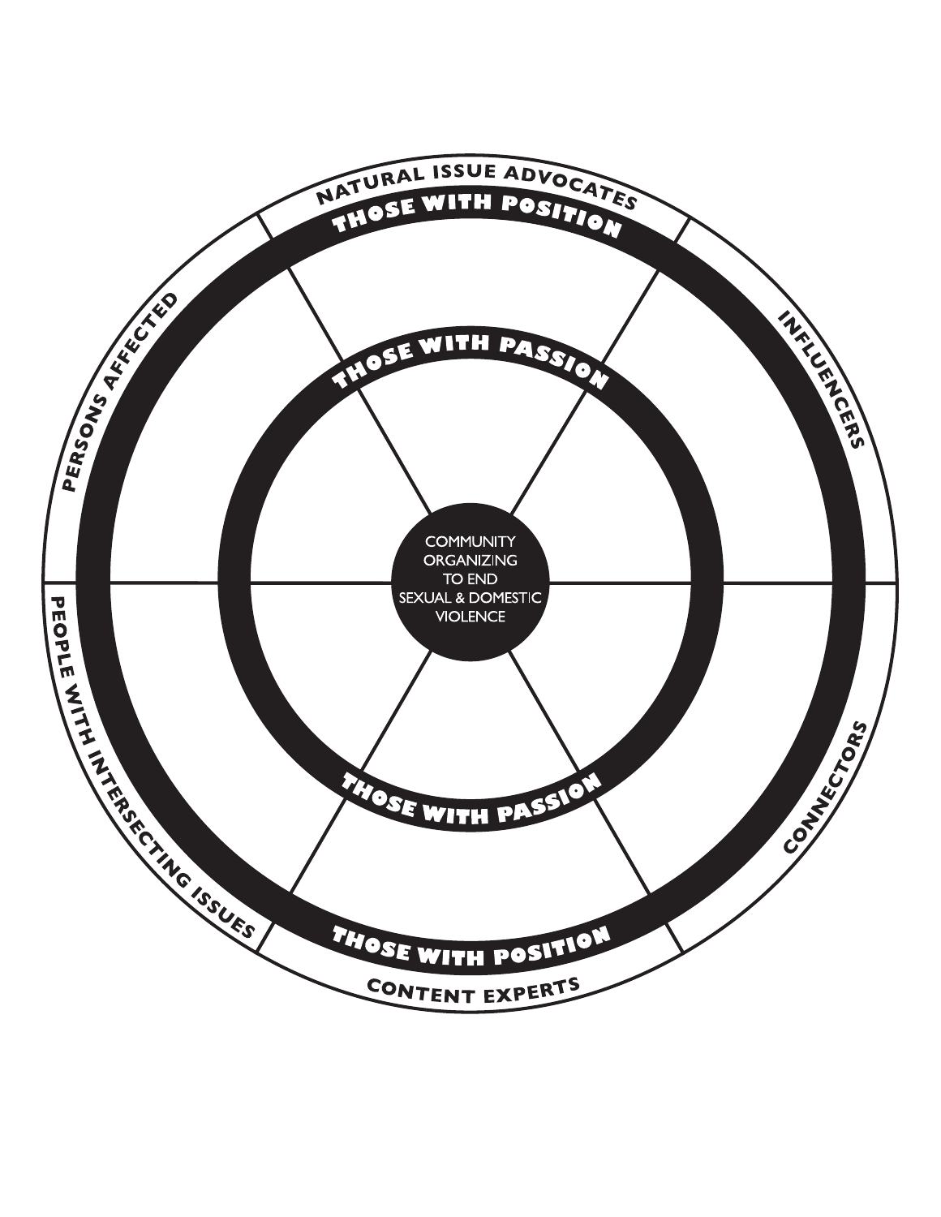NATURAL ISSUE ADVOCATES

THOSE WITH POSITION

INFLUENCERS

THOSE WITH PASSION

PERSONS AFFECTED

COMMUNITY ORGANIZING TO END SEXUAL & DOMESTIC VIOLENCE

PEOPLE WITH INTERSECTING ISSUES

THOSE WITH PASSION

CONNECTORS

THOSE WITH POSITION

CONTENT EXPERTS